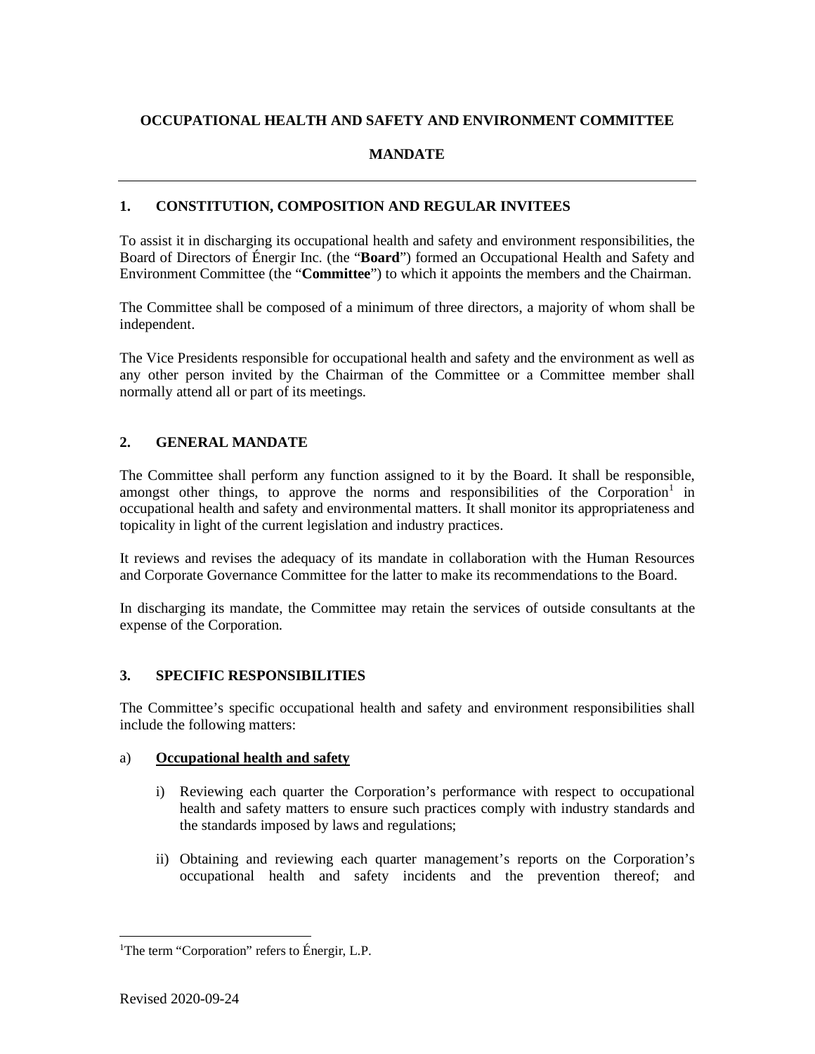**OCCUPATIONAL HEALTH AND SAFETY AND ENVIRONMENT COMMITTEE**

**MANDATE**

---

## 1. CONSTITUTION, COMPOSITION AND REGULAR INVITEES

To assist it in discharging its occupational health and safety and environment responsibilities, the Board of Directors of Énergir Inc. (the "**Board**") formed an Occupational Health and Safety and Environment Committee (the "**Committee**") to which it appoints the members and the Chairman.

The Committee shall be composed of a minimum of three directors, a majority of whom shall be independent.

The Vice Presidents responsible for occupational health and safety and the environment as well as any other person invited by the Chairman of the Committee or a Committee member shall normally attend all or part of its meetings.

## 2. GENERAL MANDATE

The Committee shall perform any function assigned to it by the Board. It shall be responsible, amongst other things, to approve the norms and responsibilities of the Corporation[1] in occupational health and safety and environmental matters. It shall monitor its appropriateness and topicality in light of the current legislation and industry practices.

It reviews and revises the adequacy of its mandate in collaboration with the Human Resources and Corporate Governance Committee for the latter to make its recommendations to the Board.

In discharging its mandate, the Committee may retain the services of outside consultants at the expense of the Corporation.

## 3. SPECIFIC RESPONSIBILITIES

The Committee's specific occupational health and safety and environment responsibilities shall include the following matters:

a) **Occupational health and safety**

i) Reviewing each quarter the Corporation's performance with respect to occupational health and safety matters to ensure such practices comply with industry standards and the standards imposed by laws and regulations;

ii) Obtaining and reviewing each quarter management's reports on the Corporation's occupational health and safety incidents and the prevention thereof; and

---

[1]The term "Corporation" refers to Énergir, L.P.

Revised 2020-09-24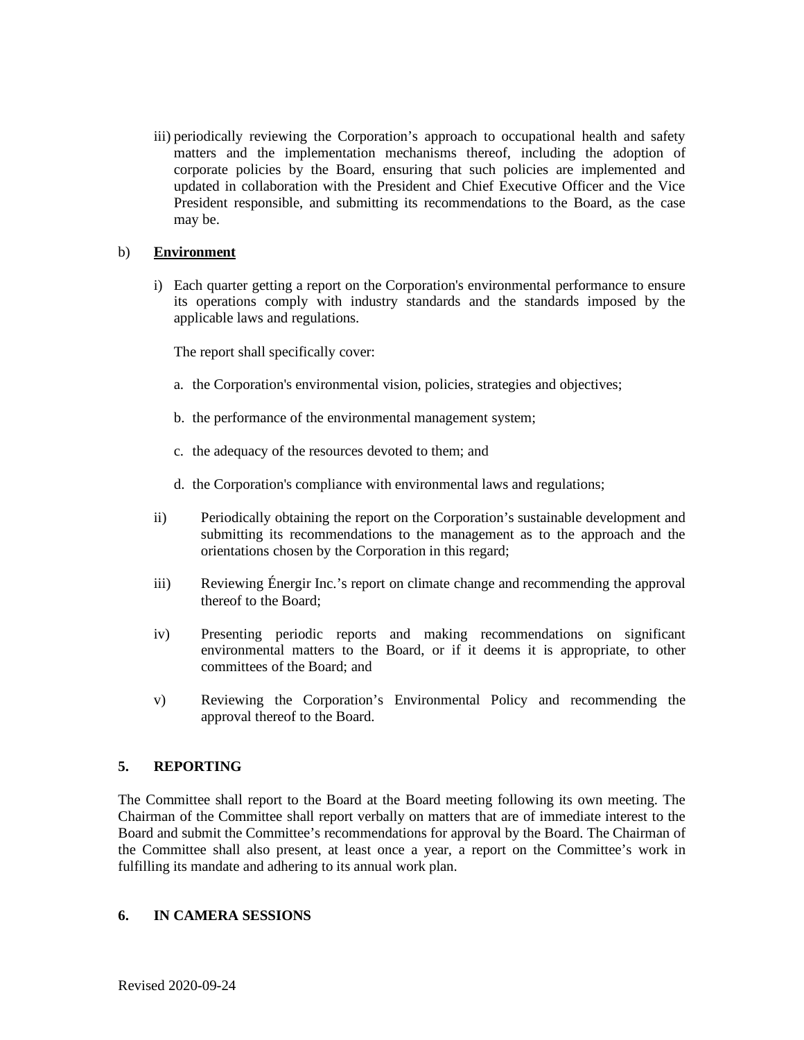iii) periodically reviewing the Corporation's approach to occupational health and safety matters and the implementation mechanisms thereof, including the adoption of corporate policies by the Board, ensuring that such policies are implemented and updated in collaboration with the President and Chief Executive Officer and the Vice President responsible, and submitting its recommendations to the Board, as the case may be.

b) **Environment**

i) Each quarter getting a report on the Corporation's environmental performance to ensure its operations comply with industry standards and the standards imposed by the applicable laws and regulations.

The report shall specifically cover:

a. the Corporation's environmental vision, policies, strategies and objectives;

b. the performance of the environmental management system;

c. the adequacy of the resources devoted to them; and

d. the Corporation's compliance with environmental laws and regulations;

ii) Periodically obtaining the report on the Corporation's sustainable development and submitting its recommendations to the management as to the approach and the orientations chosen by the Corporation in this regard;

iii) Reviewing Énergir Inc.'s report on climate change and recommending the approval thereof to the Board;

iv) Presenting periodic reports and making recommendations on significant environmental matters to the Board, or if it deems it is appropriate, to other committees of the Board; and

v) Reviewing the Corporation's Environmental Policy and recommending the approval thereof to the Board.

## 5. REPORTING

The Committee shall report to the Board at the Board meeting following its own meeting. The Chairman of the Committee shall report verbally on matters that are of immediate interest to the Board and submit the Committee's recommendations for approval by the Board. The Chairman of the Committee shall also present, at least once a year, a report on the Committee's work in fulfilling its mandate and adhering to its annual work plan.

## 6. IN CAMERA SESSIONS

Revised 2020-09-24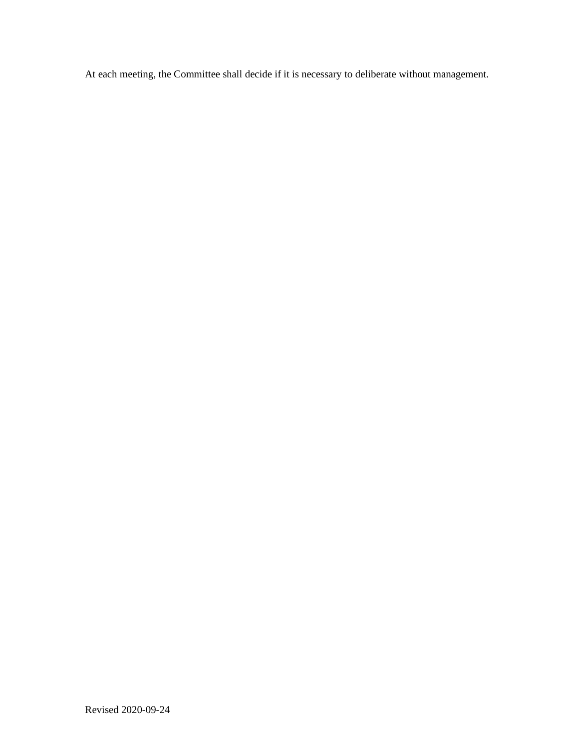At each meeting, the Committee shall decide if it is necessary to deliberate without management.

Revised 2020-09-24